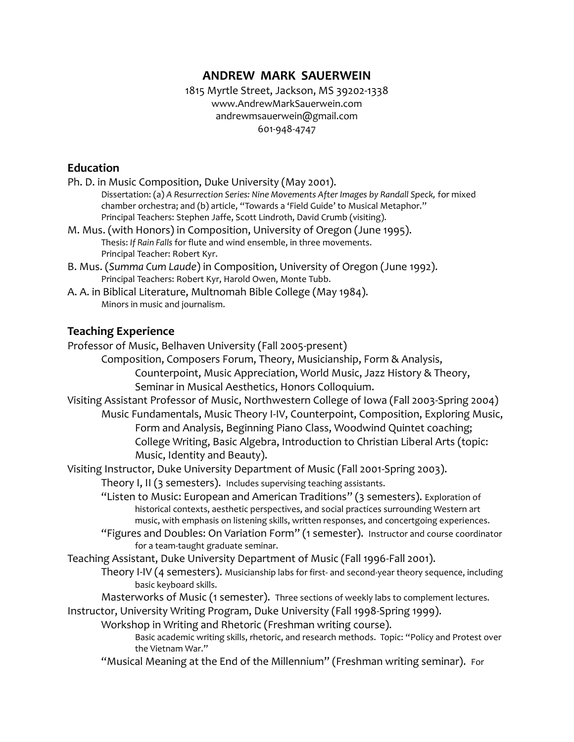# ANDREW MARK SAUERWEIN

1815 Myrtle Street, Jackson, MS 39202-1338
www.AndrewMarkSauerwein.com
andrewmsauerwein@gmail.com
601-948-4747

## Education

Ph. D. in Music Composition, Duke University (May 2001).
  Dissertation: (a) *A Resurrection Series: Nine Movements After Images by Randall Speck,* for mixed chamber orchestra; and (b) article, "Towards a 'Field Guide' to Musical Metaphor."
  Principal Teachers: Stephen Jaffe, Scott Lindroth, David Crumb (visiting).

M. Mus. (with Honors) in Composition, University of Oregon (June 1995).
  Thesis: *If Rain Falls* for flute and wind ensemble, in three movements.
  Principal Teacher: Robert Kyr.

B. Mus. (*Summa Cum Laude*) in Composition, University of Oregon (June 1992).
  Principal Teachers: Robert Kyr, Harold Owen, Monte Tubb.

A. A. in Biblical Literature, Multnomah Bible College (May 1984).
  Minors in music and journalism.

## Teaching Experience

Professor of Music, Belhaven University (Fall 2005-present)
  Composition, Composers Forum, Theory, Musicianship, Form & Analysis, Counterpoint, Music Appreciation, World Music, Jazz History & Theory, Seminar in Musical Aesthetics, Honors Colloquium.

Visiting Assistant Professor of Music, Northwestern College of Iowa (Fall 2003-Spring 2004)
  Music Fundamentals, Music Theory I-IV, Counterpoint, Composition, Exploring Music, Form and Analysis, Beginning Piano Class, Woodwind Quintet coaching; College Writing, Basic Algebra, Introduction to Christian Liberal Arts (topic: Music, Identity and Beauty).

Visiting Instructor, Duke University Department of Music (Fall 2001-Spring 2003).
  Theory I, II (3 semesters). Includes supervising teaching assistants.
  "Listen to Music: European and American Traditions" (3 semesters). Exploration of historical contexts, aesthetic perspectives, and social practices surrounding Western art music, with emphasis on listening skills, written responses, and concertgoing experiences.
  "Figures and Doubles: On Variation Form" (1 semester). Instructor and course coordinator for a team-taught graduate seminar.

Teaching Assistant, Duke University Department of Music (Fall 1996-Fall 2001).
  Theory I-IV (4 semesters). Musicianship labs for first- and second-year theory sequence, including basic keyboard skills.
  Masterworks of Music (1 semester). Three sections of weekly labs to complement lectures.

Instructor, University Writing Program, Duke University (Fall 1998-Spring 1999).
  Workshop in Writing and Rhetoric (Freshman writing course).
    Basic academic writing skills, rhetoric, and research methods. Topic: "Policy and Protest over the Vietnam War."
  "Musical Meaning at the End of the Millennium" (Freshman writing seminar). For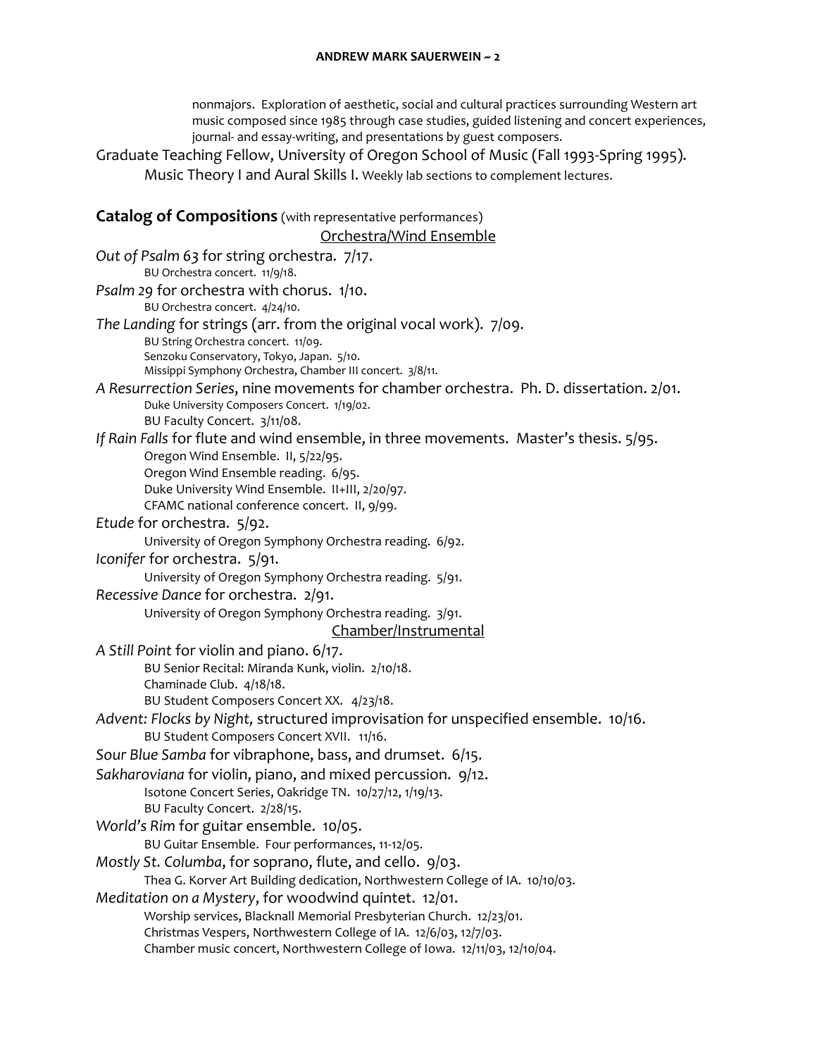nonmajors. Exploration of aesthetic, social and cultural practices surrounding Western art music composed since 1985 through case studies, guided listening and concert experiences, journal- and essay-writing, and presentations by guest composers.

Graduate Teaching Fellow, University of Oregon School of Music (Fall 1993-Spring 1995).

Music Theory I and Aural Skills I. Weekly lab sections to complement lectures.

## Catalog of Compositions (with representative performances)

### Orchestra/Wind Ensemble

*Out of Psalm 63* for string orchestra. 7/17.
- BU Orchestra concert. 11/9/18.

*Psalm 29* for orchestra with chorus. 1/10.
- BU Orchestra concert. 4/24/10.

*The Landing* for strings (arr. from the original vocal work). 7/09.
- BU String Orchestra concert. 11/09.
- Senzoku Conservatory, Tokyo, Japan. 5/10.
- Missippi Symphony Orchestra, Chamber III concert. 3/8/11.

*A Resurrection Series*, nine movements for chamber orchestra. Ph. D. dissertation. 2/01.
- Duke University Composers Concert. 1/19/02.
- BU Faculty Concert. 3/11/08.

*If Rain Falls* for flute and wind ensemble, in three movements. Master's thesis. 5/95.
- Oregon Wind Ensemble. II, 5/22/95.
- Oregon Wind Ensemble reading. 6/95.
- Duke University Wind Ensemble. II+III, 2/20/97.
- CFAMC national conference concert. II, 9/99.

*Etude* for orchestra. 5/92.
- University of Oregon Symphony Orchestra reading. 6/92.

*Iconifer* for orchestra. 5/91.
- University of Oregon Symphony Orchestra reading. 5/91.

*Recessive Dance* for orchestra. 2/91.
- University of Oregon Symphony Orchestra reading. 3/91.

### Chamber/Instrumental

*A Still Point* for violin and piano. 6/17.
- BU Senior Recital: Miranda Kunk, violin. 2/10/18.
- Chaminade Club. 4/18/18.
- BU Student Composers Concert XX. 4/23/18.

*Advent: Flocks by Night,* structured improvisation for unspecified ensemble. 10/16.
- BU Student Composers Concert XVII. 11/16.

*Sour Blue Samba* for vibraphone, bass, and drumset. 6/15.

*Sakharoviana* for violin, piano, and mixed percussion. 9/12.
- Isotone Concert Series, Oakridge TN. 10/27/12, 1/19/13.
- BU Faculty Concert. 2/28/15.

*World's Rim* for guitar ensemble. 10/05.
- BU Guitar Ensemble. Four performances, 11-12/05.

*Mostly St. Columba*, for soprano, flute, and cello. 9/03.
- Thea G. Korver Art Building dedication, Northwestern College of IA. 10/10/03.

*Meditation on a Mystery*, for woodwind quintet. 12/01.
- Worship services, Blacknall Memorial Presbyterian Church. 12/23/01.
- Christmas Vespers, Northwestern College of IA. 12/6/03, 12/7/03.
- Chamber music concert, Northwestern College of Iowa. 12/11/03, 12/10/04.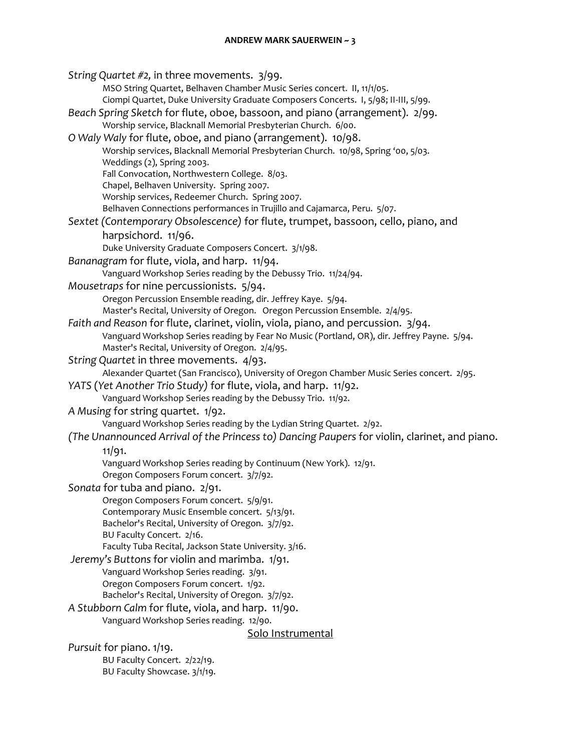*String Quartet #2,* in three movements. 3/99.
- MSO String Quartet, Belhaven Chamber Music Series concert. II, 11/1/05.
- Ciompi Quartet, Duke University Graduate Composers Concerts. I, 5/98; II-III, 5/99.

*Beach Spring Sketch* for flute, oboe, bassoon, and piano (arrangement). 2/99.
- Worship service, Blacknall Memorial Presbyterian Church. 6/00.

*O Waly Waly* for flute, oboe, and piano (arrangement). 10/98.
- Worship services, Blacknall Memorial Presbyterian Church. 10/98, Spring '00, 5/03.
- Weddings (2), Spring 2003.
- Fall Convocation, Northwestern College. 8/03.
- Chapel, Belhaven University. Spring 2007.
- Worship services, Redeemer Church. Spring 2007.
- Belhaven Connections performances in Trujillo and Cajamarca, Peru. 5/07.

*Sextet (Contemporary Obsolescence)* for flute, trumpet, bassoon, cello, piano, and harpsichord. 11/96.
- Duke University Graduate Composers Concert. 3/1/98.

*Bananagram* for flute, viola, and harp. 11/94.
- Vanguard Workshop Series reading by the Debussy Trio. 11/24/94.

*Mousetraps* for nine percussionists. 5/94.
- Oregon Percussion Ensemble reading, dir. Jeffrey Kaye. 5/94.
- Master's Recital, University of Oregon. Oregon Percussion Ensemble. 2/4/95.

*Faith and Reason* for flute, clarinet, violin, viola, piano, and percussion. 3/94.
- Vanguard Workshop Series reading by Fear No Music (Portland, OR), dir. Jeffrey Payne. 5/94.
- Master's Recital, University of Oregon. 2/4/95.

*String Quartet* in three movements. 4/93.
- Alexander Quartet (San Francisco), University of Oregon Chamber Music Series concert. 2/95.

*YATS* (*Yet Another Trio Study)* for flute, viola, and harp. 11/92.
- Vanguard Workshop Series reading by the Debussy Trio. 11/92.

*A Musing* for string quartet. 1/92.
- Vanguard Workshop Series reading by the Lydian String Quartet. 2/92.

*(The Unannounced Arrival of the Princess to) Dancing Paupers* for violin, clarinet, and piano. 11/91.
- Vanguard Workshop Series reading by Continuum (New York). 12/91.
- Oregon Composers Forum concert. 3/7/92.

*Sonata* for tuba and piano. 2/91.
- Oregon Composers Forum concert. 5/9/91.
- Contemporary Music Ensemble concert. 5/13/91.
- Bachelor's Recital, University of Oregon. 3/7/92.
- BU Faculty Concert. 2/16.
- Faculty Tuba Recital, Jackson State University. 3/16.

*Jeremy's Buttons* for violin and marimba. 1/91.
- Vanguard Workshop Series reading. 3/91.
- Oregon Composers Forum concert. 1/92.
- Bachelor's Recital, University of Oregon. 3/7/92.

*A Stubborn Calm* for flute, viola, and harp. 11/90.
- Vanguard Workshop Series reading. 12/90.

## Solo Instrumental

*Pursuit* for piano. 1/19.
- BU Faculty Concert. 2/22/19.
- BU Faculty Showcase. 3/1/19.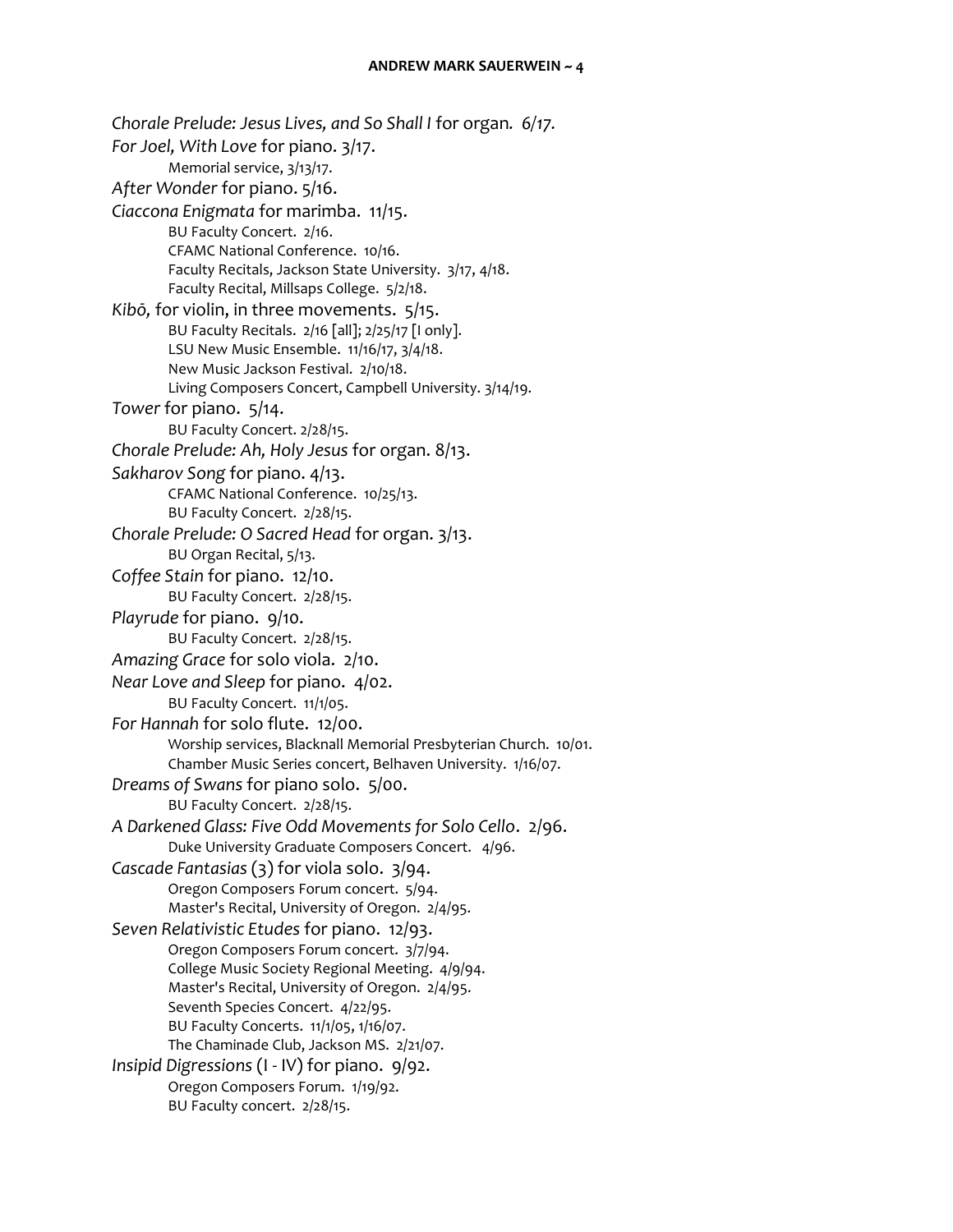*Chorale Prelude: Jesus Lives, and So Shall I* for organ*. 6/17.*

*For Joel, With Love* for piano. 3/17.

- Memorial service, 3/13/17.

*After Wonder* for piano. 5/16.

*Ciaccona Enigmata* for marimba. 11/15.

- BU Faculty Concert. 2/16.
- CFAMC National Conference. 10/16.
- Faculty Recitals, Jackson State University. 3/17, 4/18.
- Faculty Recital, Millsaps College. 5/2/18.

*Kibō,* for violin, in three movements. 5/15.

- BU Faculty Recitals. 2/16 [all]; 2/25/17 [I only].
- LSU New Music Ensemble. 11/16/17, 3/4/18.
- New Music Jackson Festival. 2/10/18.
- Living Composers Concert, Campbell University. 3/14/19.

*Tower* for piano. 5/14.

- BU Faculty Concert. 2/28/15.

*Chorale Prelude: Ah, Holy Jesus* for organ. 8/13.

*Sakharov Song* for piano. 4/13.

- CFAMC National Conference. 10/25/13.
- BU Faculty Concert. 2/28/15.

*Chorale Prelude: O Sacred Head* for organ. 3/13.

- BU Organ Recital, 5/13.

*Coffee Stain* for piano. 12/10.

- BU Faculty Concert. 2/28/15.

*Playrude* for piano. 9/10.

- BU Faculty Concert. 2/28/15.

*Amazing Grace* for solo viola. 2/10.

*Near Love and Sleep* for piano. 4/02.

- BU Faculty Concert. 11/1/05.

*For Hannah* for solo flute. 12/00.

- Worship services, Blacknall Memorial Presbyterian Church. 10/01.
- Chamber Music Series concert, Belhaven University. 1/16/07.

*Dreams of Swans* for piano solo. 5/00.

- BU Faculty Concert. 2/28/15.

*A Darkened Glass: Five Odd Movements for Solo Cello*. 2/96.

- Duke University Graduate Composers Concert. 4/96.

*Cascade Fantasias* (3) for viola solo. 3/94.

- Oregon Composers Forum concert. 5/94.
- Master's Recital, University of Oregon. 2/4/95.

*Seven Relativistic Etudes* for piano. 12/93.

- Oregon Composers Forum concert. 3/7/94.
- College Music Society Regional Meeting. 4/9/94.
- Master's Recital, University of Oregon. 2/4/95.
- Seventh Species Concert. 4/22/95.
- BU Faculty Concerts. 11/1/05, 1/16/07.
- The Chaminade Club, Jackson MS. 2/21/07.

*Insipid Digressions* (I - IV) for piano. 9/92.

- Oregon Composers Forum. 1/19/92.
- BU Faculty concert. 2/28/15.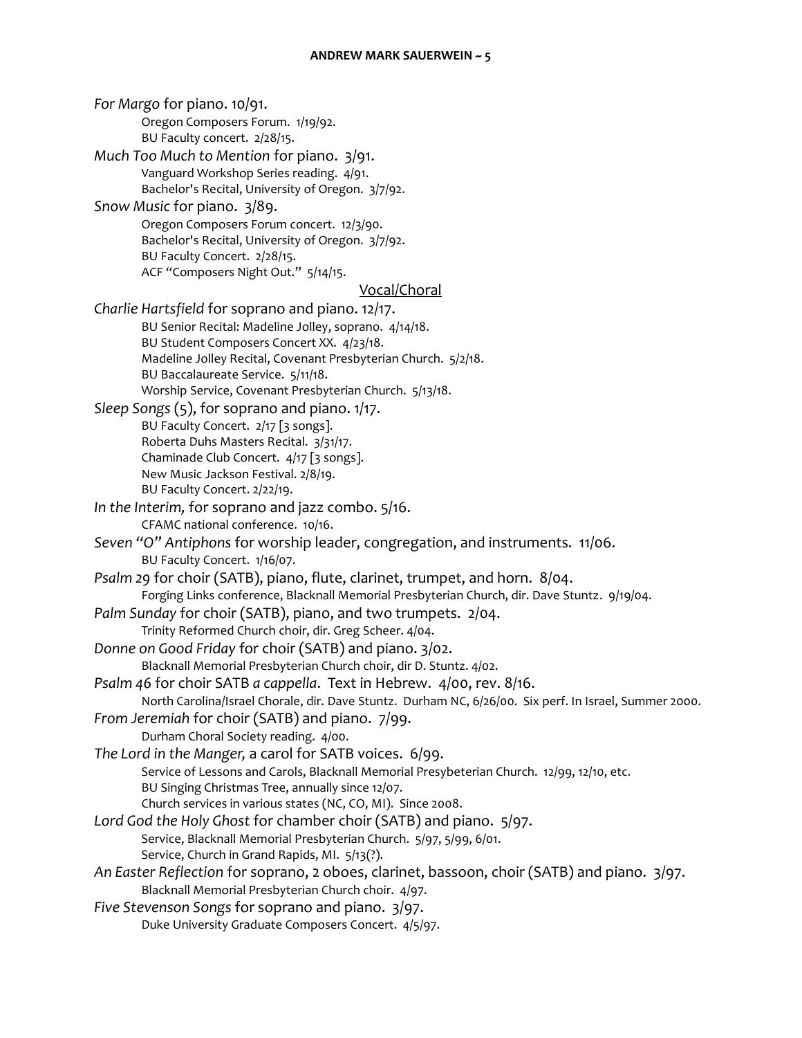*For Margo* for piano. 10/91.
- Oregon Composers Forum. 1/19/92.
- BU Faculty concert. 2/28/15.

*Much Too Much to Mention* for piano. 3/91.
- Vanguard Workshop Series reading. 4/91.
- Bachelor's Recital, University of Oregon. 3/7/92.

*Snow Music* for piano. 3/89.
- Oregon Composers Forum concert. 12/3/90.
- Bachelor's Recital, University of Oregon. 3/7/92.
- BU Faculty Concert. 2/28/15.
- ACF "Composers Night Out." 5/14/15.

## Vocal/Choral

*Charlie Hartsfield* for soprano and piano. 12/17.
- BU Senior Recital: Madeline Jolley, soprano. 4/14/18.
- BU Student Composers Concert XX. 4/23/18.
- Madeline Jolley Recital, Covenant Presbyterian Church. 5/2/18.
- BU Baccalaureate Service. 5/11/18.
- Worship Service, Covenant Presbyterian Church. 5/13/18.

*Sleep Songs* (5), for soprano and piano. 1/17.
- BU Faculty Concert. 2/17 [3 songs].
- Roberta Duhs Masters Recital. 3/31/17.
- Chaminade Club Concert. 4/17 [3 songs].
- New Music Jackson Festival. 2/8/19.
- BU Faculty Concert. 2/22/19.

*In the Interim,* for soprano and jazz combo. 5/16.
- CFAMC national conference. 10/16.

*Seven "O" Antiphons* for worship leader, congregation, and instruments. 11/06.
- BU Faculty Concert. 1/16/07.

*Psalm 29* for choir (SATB), piano, flute, clarinet, trumpet, and horn. 8/04.
- Forging Links conference, Blacknall Memorial Presbyterian Church, dir. Dave Stuntz. 9/19/04.

*Palm Sunday* for choir (SATB), piano, and two trumpets. 2/04.
- Trinity Reformed Church choir, dir. Greg Scheer. 4/04.

*Donne on Good Friday* for choir (SATB) and piano. 3/02.
- Blacknall Memorial Presbyterian Church choir, dir D. Stuntz. 4/02.

*Psalm 46* for choir SATB *a cappella*. Text in Hebrew. 4/00, rev. 8/16.
- North Carolina/Israel Chorale, dir. Dave Stuntz. Durham NC, 6/26/00. Six perf. In Israel, Summer 2000.

*From Jeremiah* for choir (SATB) and piano. 7/99.
- Durham Choral Society reading. 4/00.

*The Lord in the Manger,* a carol for SATB voices. 6/99.
- Service of Lessons and Carols, Blacknall Memorial Presybeterian Church. 12/99, 12/10, etc.
- BU Singing Christmas Tree, annually since 12/07.
- Church services in various states (NC, CO, MI). Since 2008.

*Lord God the Holy Ghost* for chamber choir (SATB) and piano. 5/97.
- Service, Blacknall Memorial Presbyterian Church. 5/97, 5/99, 6/01.
- Service, Church in Grand Rapids, MI. 5/13(?).

*An Easter Reflection* for soprano, 2 oboes, clarinet, bassoon, choir (SATB) and piano. 3/97.
- Blacknall Memorial Presbyterian Church choir. 4/97.

*Five Stevenson Songs* for soprano and piano. 3/97.
- Duke University Graduate Composers Concert. 4/5/97.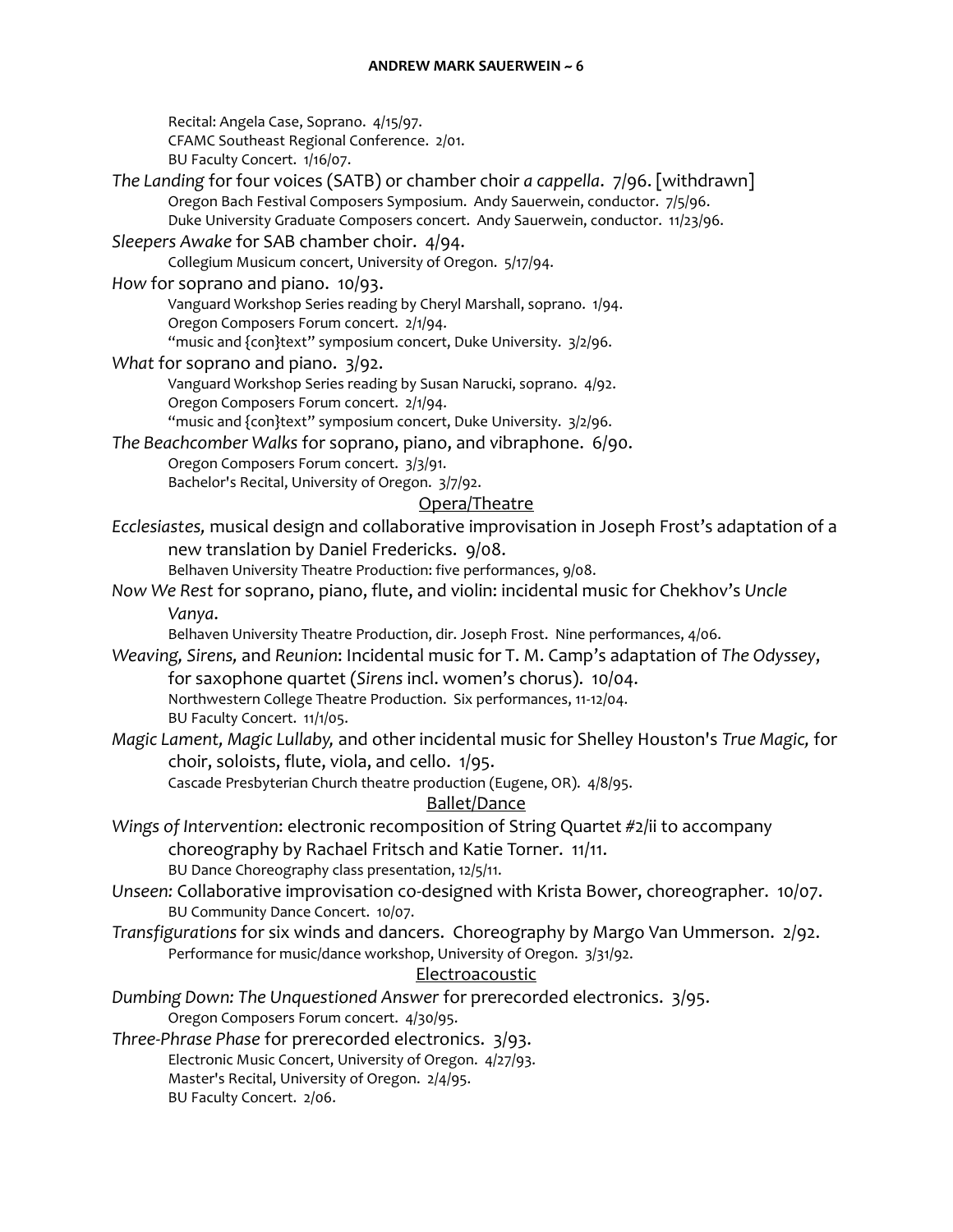Recital: Angela Case, Soprano. 4/15/97.
CFAMC Southeast Regional Conference. 2/01.
BU Faculty Concert. 1/16/07.

*The Landing* for four voices (SATB) or chamber choir *a cappella*. 7/96. [withdrawn]
Oregon Bach Festival Composers Symposium. Andy Sauerwein, conductor. 7/5/96.
Duke University Graduate Composers concert. Andy Sauerwein, conductor. 11/23/96.

*Sleepers Awake* for SAB chamber choir. 4/94.
Collegium Musicum concert, University of Oregon. 5/17/94.

*How* for soprano and piano. 10/93.
Vanguard Workshop Series reading by Cheryl Marshall, soprano. 1/94.
Oregon Composers Forum concert. 2/1/94.
"music and {con}text" symposium concert, Duke University. 3/2/96.

*What* for soprano and piano. 3/92.
Vanguard Workshop Series reading by Susan Narucki, soprano. 4/92.
Oregon Composers Forum concert. 2/1/94.
"music and {con}text" symposium concert, Duke University. 3/2/96.

*The Beachcomber Walks* for soprano, piano, and vibraphone. 6/90.
Oregon Composers Forum concert. 3/3/91.
Bachelor's Recital, University of Oregon. 3/7/92.

## Opera/Theatre

*Ecclesiastes,* musical design and collaborative improvisation in Joseph Frost's adaptation of a new translation by Daniel Fredericks. 9/08.
Belhaven University Theatre Production: five performances, 9/08.

*Now We Rest* for soprano, piano, flute, and violin: incidental music for Chekhov's *Uncle Vanya*.
Belhaven University Theatre Production, dir. Joseph Frost. Nine performances, 4/06.

*Weaving, Sirens,* and *Reunion*: Incidental music for T. M. Camp's adaptation of *The Odyssey*, for saxophone quartet (*Sirens* incl. women's chorus). 10/04.
Northwestern College Theatre Production. Six performances, 11-12/04.
BU Faculty Concert. 11/1/05.

*Magic Lament, Magic Lullaby,* and other incidental music for Shelley Houston's *True Magic,* for choir, soloists, flute, viola, and cello. 1/95.
Cascade Presbyterian Church theatre production (Eugene, OR). 4/8/95.

## Ballet/Dance

*Wings of Intervention*: electronic recomposition of String Quartet #2/ii to accompany choreography by Rachael Fritsch and Katie Torner. 11/11.
BU Dance Choreography class presentation, 12/5/11.

*Unseen:* Collaborative improvisation co-designed with Krista Bower, choreographer. 10/07.
BU Community Dance Concert. 10/07.

*Transfigurations* for six winds and dancers. Choreography by Margo Van Ummerson. 2/92.
Performance for music/dance workshop, University of Oregon. 3/31/92.

## Electroacoustic

*Dumbing Down: The Unquestioned Answer* for prerecorded electronics. 3/95.
Oregon Composers Forum concert. 4/30/95.

*Three-Phrase Phase* for prerecorded electronics. 3/93.
Electronic Music Concert, University of Oregon. 4/27/93.
Master's Recital, University of Oregon. 2/4/95.
BU Faculty Concert. 2/06.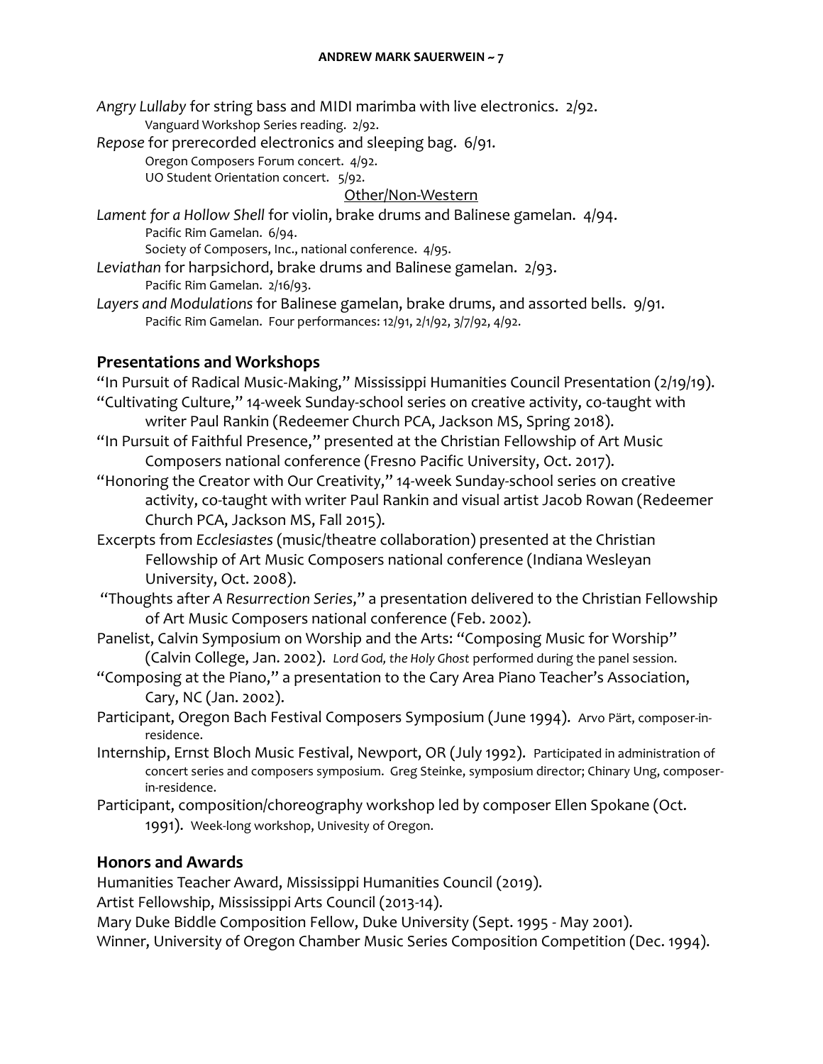*Angry Lullaby* for string bass and MIDI marimba with live electronics. 2/92.
- Vanguard Workshop Series reading. 2/92.

*Repose* for prerecorded electronics and sleeping bag. 6/91.
- Oregon Composers Forum concert. 4/92.
- UO Student Orientation concert. 5/92.

Other/Non-Western

*Lament for a Hollow Shell* for violin, brake drums and Balinese gamelan. 4/94.
- Pacific Rim Gamelan. 6/94.
- Society of Composers, Inc., national conference. 4/95.

*Leviathan* for harpsichord, brake drums and Balinese gamelan. 2/93.
- Pacific Rim Gamelan. 2/16/93.

*Layers and Modulations* for Balinese gamelan, brake drums, and assorted bells. 9/91.
- Pacific Rim Gamelan. Four performances: 12/91, 2/1/92, 3/7/92, 4/92.

## Presentations and Workshops

"In Pursuit of Radical Music-Making," Mississippi Humanities Council Presentation (2/19/19).

"Cultivating Culture," 14-week Sunday-school series on creative activity, co-taught with writer Paul Rankin (Redeemer Church PCA, Jackson MS, Spring 2018).

"In Pursuit of Faithful Presence," presented at the Christian Fellowship of Art Music Composers national conference (Fresno Pacific University, Oct. 2017).

"Honoring the Creator with Our Creativity," 14-week Sunday-school series on creative activity, co-taught with writer Paul Rankin and visual artist Jacob Rowan (Redeemer Church PCA, Jackson MS, Fall 2015).

Excerpts from *Ecclesiastes* (music/theatre collaboration) presented at the Christian Fellowship of Art Music Composers national conference (Indiana Wesleyan University, Oct. 2008).

"Thoughts after *A Resurrection Series*," a presentation delivered to the Christian Fellowship of Art Music Composers national conference (Feb. 2002).

Panelist, Calvin Symposium on Worship and the Arts: "Composing Music for Worship" (Calvin College, Jan. 2002). *Lord God, the Holy Ghost* performed during the panel session.

"Composing at the Piano," a presentation to the Cary Area Piano Teacher's Association, Cary, NC (Jan. 2002).

Participant, Oregon Bach Festival Composers Symposium (June 1994). Arvo Pärt, composer-in-residence.

Internship, Ernst Bloch Music Festival, Newport, OR (July 1992). Participated in administration of concert series and composers symposium. Greg Steinke, symposium director; Chinary Ung, composer-in-residence.

Participant, composition/choreography workshop led by composer Ellen Spokane (Oct. 1991). Week-long workshop, Univesity of Oregon.

## Honors and Awards

Humanities Teacher Award, Mississippi Humanities Council (2019).

Artist Fellowship, Mississippi Arts Council (2013-14).

Mary Duke Biddle Composition Fellow, Duke University (Sept. 1995 - May 2001).

Winner, University of Oregon Chamber Music Series Composition Competition (Dec. 1994).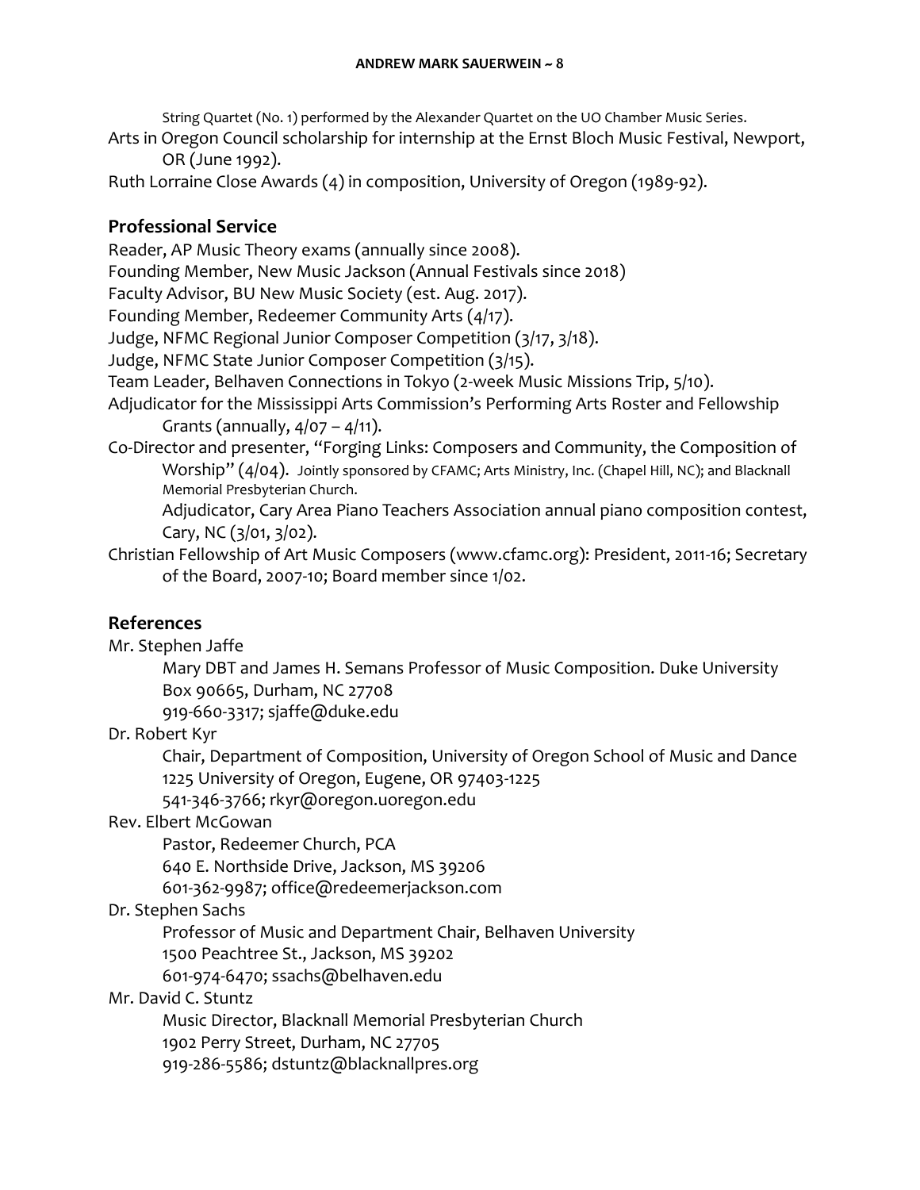String Quartet (No. 1) performed by the Alexander Quartet on the UO Chamber Music Series.

Arts in Oregon Council scholarship for internship at the Ernst Bloch Music Festival, Newport, OR (June 1992).

Ruth Lorraine Close Awards (4) in composition, University of Oregon (1989-92).

## Professional Service

Reader, AP Music Theory exams (annually since 2008).

Founding Member, New Music Jackson (Annual Festivals since 2018)

Faculty Advisor, BU New Music Society (est. Aug. 2017).

Founding Member, Redeemer Community Arts (4/17).

Judge, NFMC Regional Junior Composer Competition (3/17, 3/18).

Judge, NFMC State Junior Composer Competition (3/15).

Team Leader, Belhaven Connections in Tokyo (2-week Music Missions Trip, 5/10).

Adjudicator for the Mississippi Arts Commission's Performing Arts Roster and Fellowship Grants (annually, 4/07 – 4/11).

Co-Director and presenter, "Forging Links: Composers and Community, the Composition of Worship" (4/04). Jointly sponsored by CFAMC; Arts Ministry, Inc. (Chapel Hill, NC); and Blacknall Memorial Presbyterian Church.

Adjudicator, Cary Area Piano Teachers Association annual piano composition contest, Cary, NC (3/01, 3/02).

Christian Fellowship of Art Music Composers (www.cfamc.org): President, 2011-16; Secretary of the Board, 2007-10; Board member since 1/02.

## References

Mr. Stephen Jaffe
Mary DBT and James H. Semans Professor of Music Composition. Duke University
Box 90665, Durham, NC 27708
919-660-3317; sjaffe@duke.edu

Dr. Robert Kyr
Chair, Department of Composition, University of Oregon School of Music and Dance
1225 University of Oregon, Eugene, OR 97403-1225
541-346-3766; rkyr@oregon.uoregon.edu

Rev. Elbert McGowan
Pastor, Redeemer Church, PCA
640 E. Northside Drive, Jackson, MS 39206
601-362-9987; office@redeemerjackson.com

Dr. Stephen Sachs
Professor of Music and Department Chair, Belhaven University
1500 Peachtree St., Jackson, MS 39202
601-974-6470; ssachs@belhaven.edu

Mr. David C. Stuntz
Music Director, Blacknall Memorial Presbyterian Church
1902 Perry Street, Durham, NC 27705
919-286-5586; dstuntz@blacknallpres.org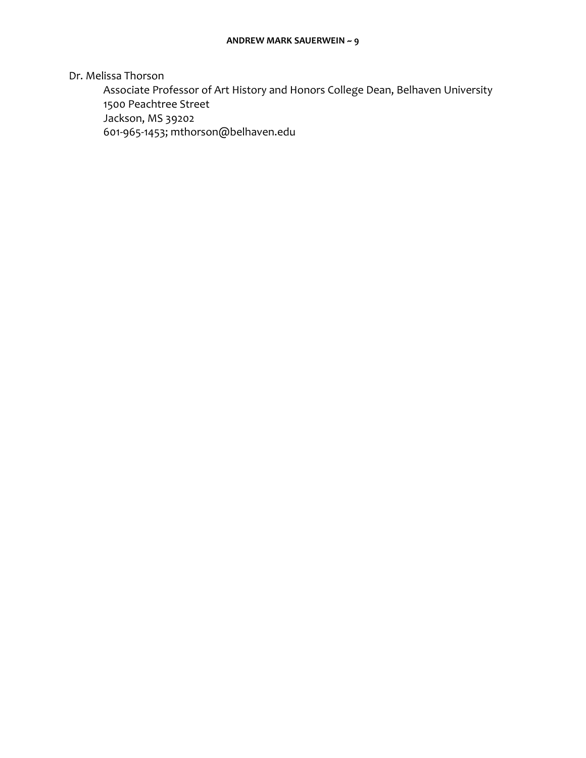Dr. Melissa Thorson

Associate Professor of Art History and Honors College Dean, Belhaven University
1500 Peachtree Street
Jackson, MS 39202
601-965-1453; mthorson@belhaven.edu